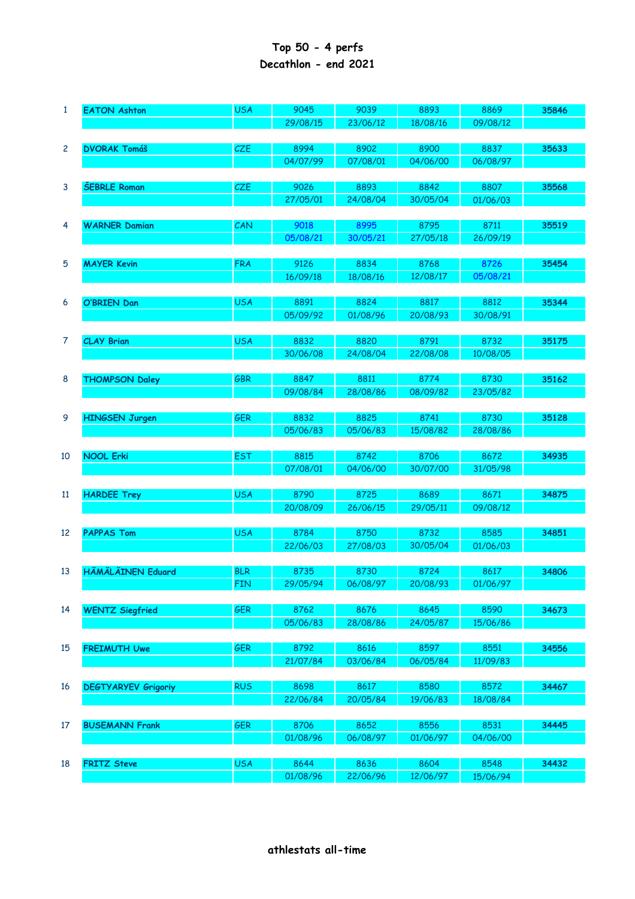# Top 50 - 4 perfs
## Decathlon - end 2021

| | | | | | | | |
|---|---|---|---|---|---|---|---|
| 1 | **EATON Ashton** | USA | 9045 | 9039 | 8893 | 8869 | **35846** |
| | | | 29/08/15 | 23/06/12 | 18/08/16 | 09/08/12 | |
| 2 | **DVORAK Tomáš** | CZE | 8994 | 8902 | 8900 | 8837 | **35633** |
| | | | 04/07/99 | 07/08/01 | 04/06/00 | 06/08/97 | |
| 3 | **ŠEBRLE Roman** | CZE | 9026 | 8893 | 8842 | 8807 | **35568** |
| | | | 27/05/01 | 24/08/04 | 30/05/04 | 01/06/03 | |
| 4 | **WARNER Damian** | CAN | 9018 | 8995 | 8795 | 8711 | **35519** |
| | | | 05/08/21 | 30/05/21 | 27/05/18 | 26/09/19 | |
| 5 | **MAYER Kevin** | FRA | 9126 | 8834 | 8768 | 8726 | **35454** |
| | | | 16/09/18 | 18/08/16 | 12/08/17 | 05/08/21 | |
| 6 | **O'BRIEN Dan** | USA | 8891 | 8824 | 8817 | 8812 | **35344** |
| | | | 05/09/92 | 01/08/96 | 20/08/93 | 30/08/91 | |
| 7 | **CLAY Brian** | USA | 8832 | 8820 | 8791 | 8732 | **35175** |
| | | | 30/06/08 | 24/08/04 | 22/08/08 | 10/08/05 | |
| 8 | **THOMPSON Daley** | GBR | 8847 | 8811 | 8774 | 8730 | **35162** |
| | | | 09/08/84 | 28/08/86 | 08/09/82 | 23/05/82 | |
| 9 | **HINGSEN Jurgen** | GER | 8832 | 8825 | 8741 | 8730 | **35128** |
| | | | 05/06/83 | 05/06/83 | 15/08/82 | 28/08/86 | |
| 10 | **NOOL Erki** | EST | 8815 | 8742 | 8706 | 8672 | **34935** |
| | | | 07/08/01 | 04/06/00 | 30/07/00 | 31/05/98 | |
| 11 | **HARDEE Trey** | USA | 8790 | 8725 | 8689 | 8671 | **34875** |
| | | | 20/08/09 | 26/06/15 | 29/05/11 | 09/08/12 | |
| 12 | **PAPPAS Tom** | USA | 8784 | 8750 | 8732 | 8585 | **34851** |
| | | | 22/06/03 | 27/08/03 | 30/05/04 | 01/06/03 | |
| 13 | **HÄMÄLÄINEN Eduard** | BLR | 8735 | 8730 | 8724 | 8617 | **34806** |
| | | FIN | 29/05/94 | 06/08/97 | 20/08/93 | 01/06/97 | |
| 14 | **WENTZ Siegfried** | GER | 8762 | 8676 | 8645 | 8590 | **34673** |
| | | | 05/06/83 | 28/08/86 | 24/05/87 | 15/06/86 | |
| 15 | **FREIMUTH Uwe** | GER | 8792 | 8616 | 8597 | 8551 | **34556** |
| | | | 21/07/84 | 03/06/84 | 06/05/84 | 11/09/83 | |
| 16 | **DEGTYARYEV Grigoriy** | RUS | 8698 | 8617 | 8580 | 8572 | **34467** |
| | | | 22/06/84 | 20/05/84 | 19/06/83 | 18/08/84 | |
| 17 | **BUSEMANN Frank** | GER | 8706 | 8652 | 8556 | 8531 | **34445** |
| | | | 01/08/96 | 06/08/97 | 01/06/97 | 04/06/00 | |
| 18 | **FRITZ Steve** | USA | 8644 | 8636 | 8604 | 8548 | **34432** |
| | | | 01/08/96 | 22/06/96 | 12/06/97 | 15/06/94 | |

**athlestats all-time**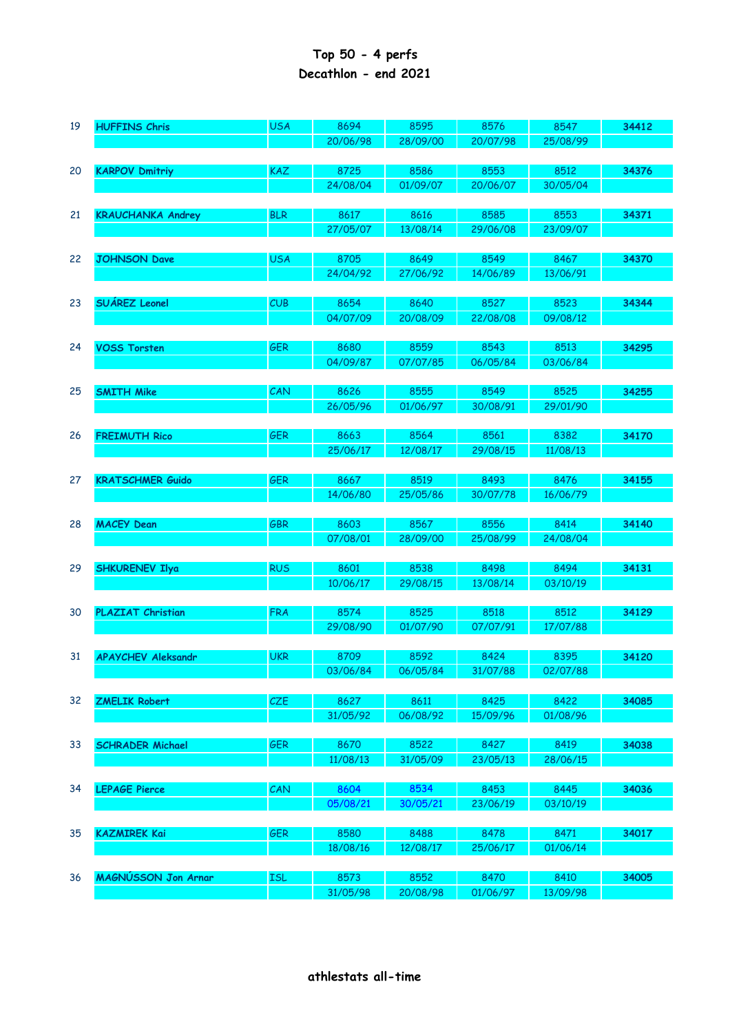# Top 50 - 4 perfs
## Decathlon - end 2021

| Rank | Name | Nat | Perf 1 | Perf 2 | Perf 3 | Perf 4 | Total |
|---|---|---|---|---|---|---|---|
| 19 | HUFFINS Chris | USA | 8694 | 8595 | 8576 | 8547 | 34412 |
| | | | 20/06/98 | 28/09/00 | 20/07/98 | 25/08/99 | |
| 20 | KARPOV Dmitriy | KAZ | 8725 | 8586 | 8553 | 8512 | 34376 |
| | | | 24/08/04 | 01/09/07 | 20/06/07 | 30/05/04 | |
| 21 | KRAUCHANKA Andrey | BLR | 8617 | 8616 | 8585 | 8553 | 34371 |
| | | | 27/05/07 | 13/08/14 | 29/06/08 | 23/09/07 | |
| 22 | JOHNSON Dave | USA | 8705 | 8649 | 8549 | 8467 | 34370 |
| | | | 24/04/92 | 27/06/92 | 14/06/89 | 13/06/91 | |
| 23 | SUÁREZ Leonel | CUB | 8654 | 8640 | 8527 | 8523 | 34344 |
| | | | 04/07/09 | 20/08/09 | 22/08/08 | 09/08/12 | |
| 24 | VOSS Torsten | GER | 8680 | 8559 | 8543 | 8513 | 34295 |
| | | | 04/09/87 | 07/07/85 | 06/05/84 | 03/06/84 | |
| 25 | SMITH Mike | CAN | 8626 | 8555 | 8549 | 8525 | 34255 |
| | | | 26/05/96 | 01/06/97 | 30/08/91 | 29/01/90 | |
| 26 | FREIMUTH Rico | GER | 8663 | 8564 | 8561 | 8382 | 34170 |
| | | | 25/06/17 | 12/08/17 | 29/08/15 | 11/08/13 | |
| 27 | KRATSCHMER Guido | GER | 8667 | 8519 | 8493 | 8476 | 34155 |
| | | | 14/06/80 | 25/05/86 | 30/07/78 | 16/06/79 | |
| 28 | MACEY Dean | GBR | 8603 | 8567 | 8556 | 8414 | 34140 |
| | | | 07/08/01 | 28/09/00 | 25/08/99 | 24/08/04 | |
| 29 | SHKURENEV Ilya | RUS | 8601 | 8538 | 8498 | 8494 | 34131 |
| | | | 10/06/17 | 29/08/15 | 13/08/14 | 03/10/19 | |
| 30 | PLAZIAT Christian | FRA | 8574 | 8525 | 8518 | 8512 | 34129 |
| | | | 29/08/90 | 01/07/90 | 07/07/91 | 17/07/88 | |
| 31 | APAYCHEV Aleksandr | UKR | 8709 | 8592 | 8424 | 8395 | 34120 |
| | | | 03/06/84 | 06/05/84 | 31/07/88 | 02/07/88 | |
| 32 | ZMELIK Robert | CZE | 8627 | 8611 | 8425 | 8422 | 34085 |
| | | | 31/05/92 | 06/08/92 | 15/09/96 | 01/08/96 | |
| 33 | SCHRADER Michael | GER | 8670 | 8522 | 8427 | 8419 | 34038 |
| | | | 11/08/13 | 31/05/09 | 23/05/13 | 28/06/15 | |
| 34 | LEPAGE Pierce | CAN | 8604 | 8534 | 8453 | 8445 | 34036 |
| | | | 05/08/21 | 30/05/21 | 23/06/19 | 03/10/19 | |
| 35 | KAZMIREK Kai | GER | 8580 | 8488 | 8478 | 8471 | 34017 |
| | | | 18/08/16 | 12/08/17 | 25/06/17 | 01/06/14 | |
| 36 | MAGNÚSSON Jon Arnar | ISL | 8573 | 8552 | 8470 | 8410 | 34005 |
| | | | 31/05/98 | 20/08/98 | 01/06/97 | 13/09/98 | |

athlestats all-time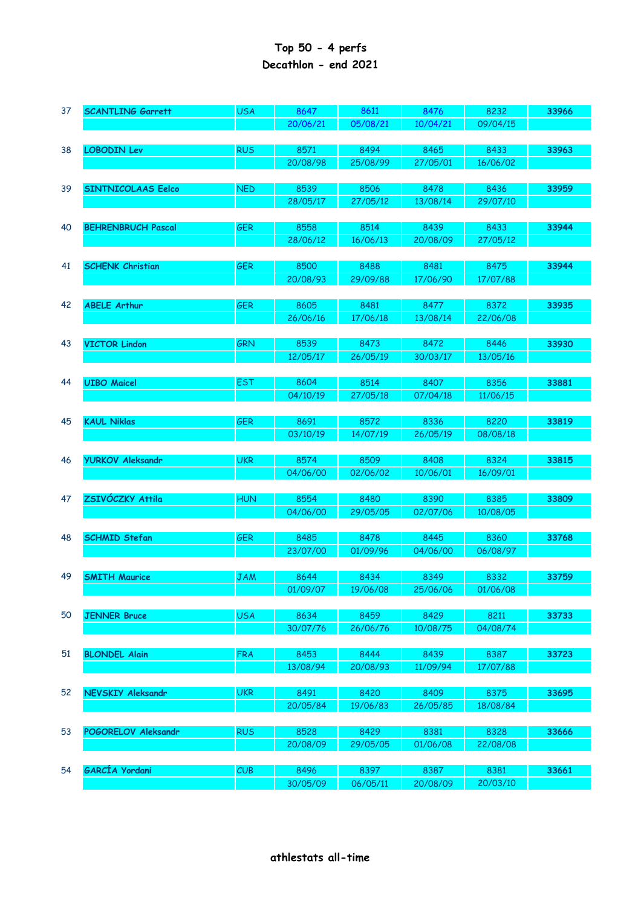**Top 50 - 4 perfs**
**Decathlon - end 2021**

| | | | | | | | |
|---|---|---|---|---|---|---|---|
| 37 | **SCANTLING Garrett** | USA | 8647 | 8611 | 8476 | 8232 | **33966** |
| | | | 20/06/21 | 05/08/21 | 10/04/21 | 09/04/15 | |
| 38 | **LOBODIN Lev** | RUS | 8571 | 8494 | 8465 | 8433 | **33963** |
| | | | 20/08/98 | 25/08/99 | 27/05/01 | 16/06/02 | |
| 39 | **SINTNICOLAAS Eelco** | NED | 8539 | 8506 | 8478 | 8436 | **33959** |
| | | | 28/05/17 | 27/05/12 | 13/08/14 | 29/07/10 | |
| 40 | **BEHRENBRUCH Pascal** | GER | 8558 | 8514 | 8439 | 8433 | **33944** |
| | | | 28/06/12 | 16/06/13 | 20/08/09 | 27/05/12 | |
| 41 | **SCHENK Christian** | GER | 8500 | 8488 | 8481 | 8475 | **33944** |
| | | | 20/08/93 | 29/09/88 | 17/06/90 | 17/07/88 | |
| 42 | **ABELE Arthur** | GER | 8605 | 8481 | 8477 | 8372 | **33935** |
| | | | 26/06/16 | 17/06/18 | 13/08/14 | 22/06/08 | |
| 43 | **VICTOR Lindon** | GRN | 8539 | 8473 | 8472 | 8446 | **33930** |
| | | | 12/05/17 | 26/05/19 | 30/03/17 | 13/05/16 | |
| 44 | **UIBO Maicel** | EST | 8604 | 8514 | 8407 | 8356 | **33881** |
| | | | 04/10/19 | 27/05/18 | 07/04/18 | 11/06/15 | |
| 45 | **KAUL Niklas** | GER | 8691 | 8572 | 8336 | 8220 | **33819** |
| | | | 03/10/19 | 14/07/19 | 26/05/19 | 08/08/18 | |
| 46 | **YURKOV Aleksandr** | UKR | 8574 | 8509 | 8408 | 8324 | **33815** |
| | | | 04/06/00 | 02/06/02 | 10/06/01 | 16/09/01 | |
| 47 | **ZSIVÓCZKY Attila** | HUN | 8554 | 8480 | 8390 | 8385 | **33809** |
| | | | 04/06/00 | 29/05/05 | 02/07/06 | 10/08/05 | |
| 48 | **SCHMID Stefan** | GER | 8485 | 8478 | 8445 | 8360 | **33768** |
| | | | 23/07/00 | 01/09/96 | 04/06/00 | 06/08/97 | |
| 49 | **SMITH Maurice** | JAM | 8644 | 8434 | 8349 | 8332 | **33759** |
| | | | 01/09/07 | 19/06/08 | 25/06/06 | 01/06/08 | |
| 50 | **JENNER Bruce** | USA | 8634 | 8459 | 8429 | 8211 | **33733** |
| | | | 30/07/76 | 26/06/76 | 10/08/75 | 04/08/74 | |
| 51 | **BLONDEL Alain** | FRA | 8453 | 8444 | 8439 | 8387 | **33723** |
| | | | 13/08/94 | 20/08/93 | 11/09/94 | 17/07/88 | |
| 52 | **NEVSKIY Aleksandr** | UKR | 8491 | 8420 | 8409 | 8375 | **33695** |
| | | | 20/05/84 | 19/06/83 | 26/05/85 | 18/08/84 | |
| 53 | **POGORELOV Aleksandr** | RUS | 8528 | 8429 | 8381 | 8328 | **33666** |
| | | | 20/08/09 | 29/05/05 | 01/06/08 | 22/08/08 | |
| 54 | **GARCÍA Yordani** | CUB | 8496 | 8397 | 8387 | 8381 | **33661** |
| | | | 30/05/09 | 06/05/11 | 20/08/09 | 20/03/10 | |

**athlestats all-time**